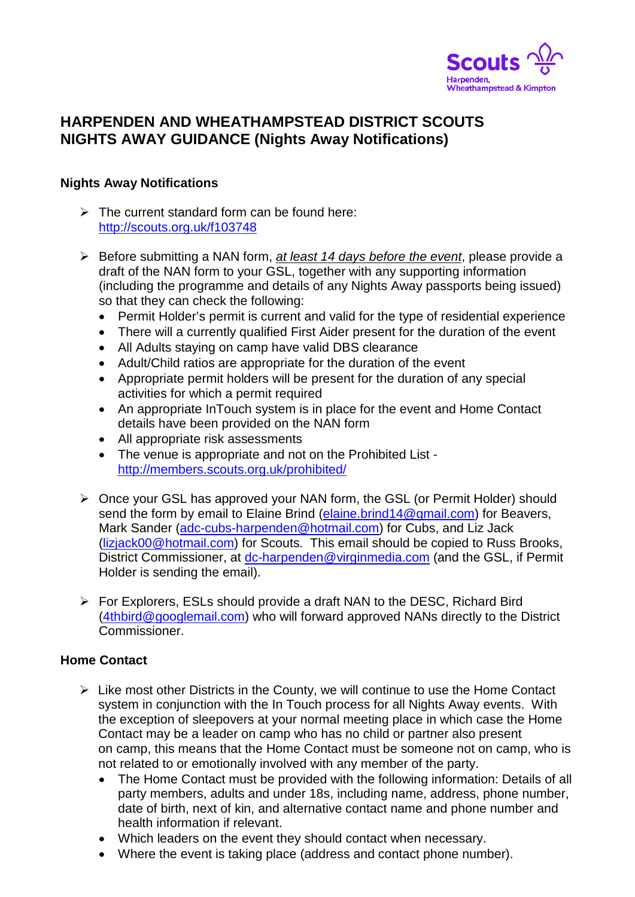Scouts
Harpenden, Wheathampstead & Kimpton

# HARPENDEN AND WHEATHAMPSTEAD DISTRICT SCOUTS NIGHTS AWAY GUIDANCE (Nights Away Notifications)

## Nights Away Notifications

- The current standard form can be found here: http://scouts.org.uk/f103748

- Before submitting a NAN form, *at least 14 days before the event*, please provide a draft of the NAN form to your GSL, together with any supporting information (including the programme and details of any Nights Away passports being issued) so that they can check the following:
  - Permit Holder's permit is current and valid for the type of residential experience
  - There will a currently qualified First Aider present for the duration of the event
  - All Adults staying on camp have valid DBS clearance
  - Adult/Child ratios are appropriate for the duration of the event
  - Appropriate permit holders will be present for the duration of any special activities for which a permit required
  - An appropriate InTouch system is in place for the event and Home Contact details have been provided on the NAN form
  - All appropriate risk assessments
  - The venue is appropriate and not on the Prohibited List - http://members.scouts.org.uk/prohibited/

- Once your GSL has approved your NAN form, the GSL (or Permit Holder) should send the form by email to Elaine Brind (elaine.brind14@gmail.com) for Beavers, Mark Sander (adc-cubs-harpenden@hotmail.com) for Cubs, and Liz Jack (lizjack00@hotmail.com) for Scouts. This email should be copied to Russ Brooks, District Commissioner, at dc-harpenden@virginmedia.com (and the GSL, if Permit Holder is sending the email).

- For Explorers, ESLs should provide a draft NAN to the DESC, Richard Bird (4thbird@googlemail.com) who will forward approved NANs directly to the District Commissioner.

## Home Contact

- Like most other Districts in the County, we will continue to use the Home Contact system in conjunction with the In Touch process for all Nights Away events. With the exception of sleepovers at your normal meeting place in which case the Home Contact may be a leader on camp who has no child or partner also present on camp, this means that the Home Contact must be someone not on camp, who is not related to or emotionally involved with any member of the party.
  - The Home Contact must be provided with the following information: Details of all party members, adults and under 18s, including name, address, phone number, date of birth, next of kin, and alternative contact name and phone number and health information if relevant.
  - Which leaders on the event they should contact when necessary.
  - Where the event is taking place (address and contact phone number).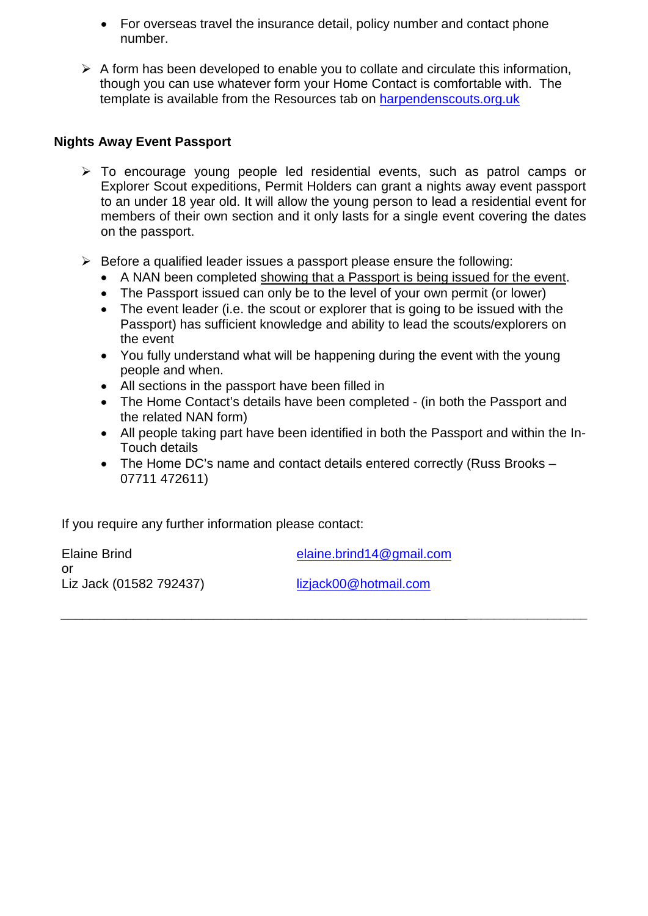- For overseas travel the insurance detail, policy number and contact phone number.

- A form has been developed to enable you to collate and circulate this information, though you can use whatever form your Home Contact is comfortable with. The template is available from the Resources tab on harpendenscouts.org.uk

**Nights Away Event Passport**

- To encourage young people led residential events, such as patrol camps or Explorer Scout expeditions, Permit Holders can grant a nights away event passport to an under 18 year old. It will allow the young person to lead a residential event for members of their own section and it only lasts for a single event covering the dates on the passport.

- Before a qualified leader issues a passport please ensure the following:
  - A NAN been completed showing that a Passport is being issued for the event.
  - The Passport issued can only be to the level of your own permit (or lower)
  - The event leader (i.e. the scout or explorer that is going to be issued with the Passport) has sufficient knowledge and ability to lead the scouts/explorers on the event
  - You fully understand what will be happening during the event with the young people and when.
  - All sections in the passport have been filled in
  - The Home Contact's details have been completed - (in both the Passport and the related NAN form)
  - All people taking part have been identified in both the Passport and within the In-Touch details
  - The Home DC's name and contact details entered correctly (Russ Brooks – 07711 472611)

If you require any further information please contact:

Elaine Brind — elaine.brind14@gmail.com
or
Liz Jack (01582 792437) — lizjack00@hotmail.com